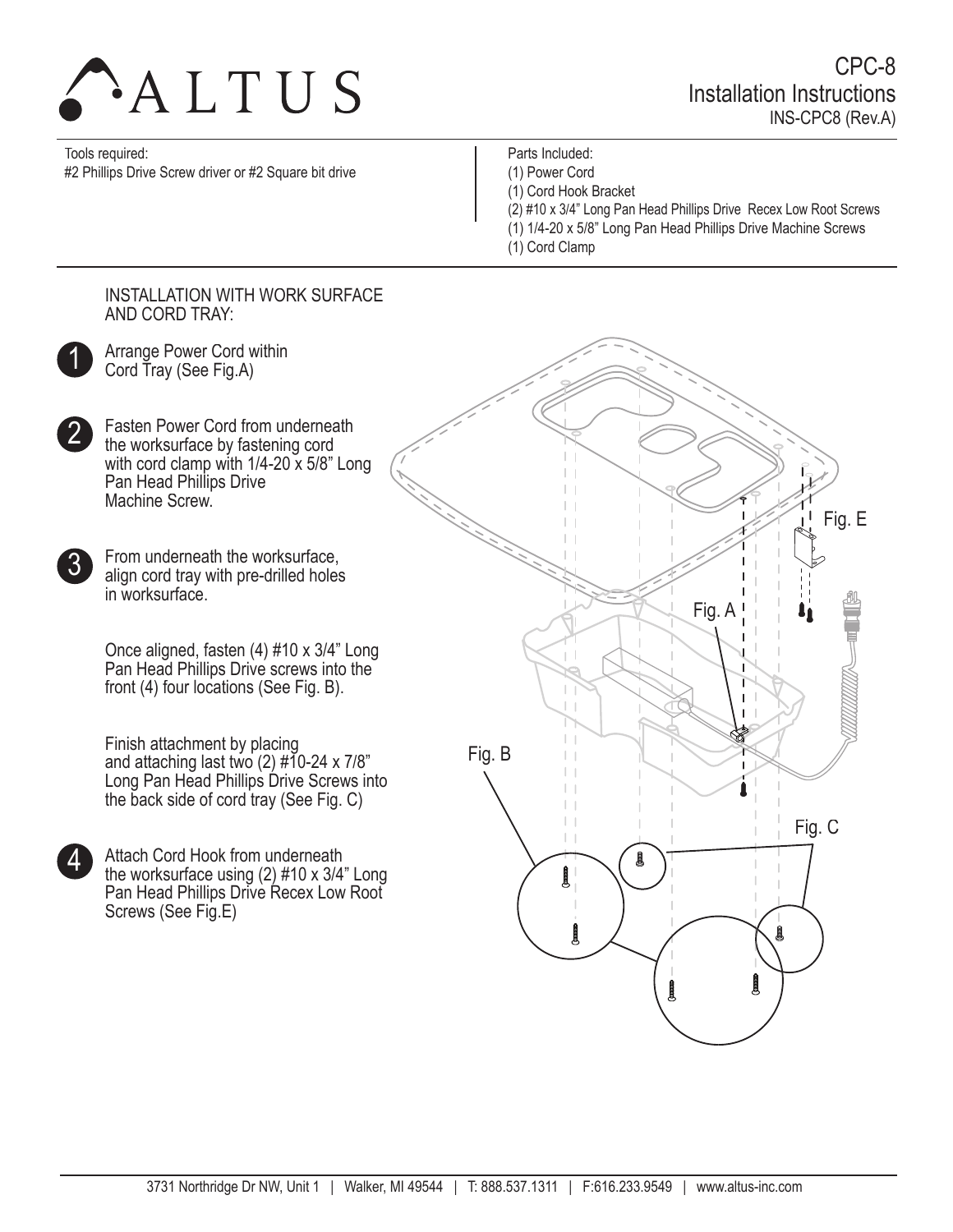# ALTUS

## CPC-8
## Installation Instructions
INS-CPC8 (Rev.A)

Tools required:
#2 Phillips Drive Screw driver or #2 Square bit drive

Parts Included:
(1) Power Cord
(1) Cord Hook Bracket
(2) #10 x 3/4" Long Pan Head Phillips Drive Recex Low Root Screws
(1) 1/4-20 x 5/8" Long Pan Head Phillips Drive Machine Screws
(1) Cord Clamp

### INSTALLATION WITH WORK SURFACE AND CORD TRAY:

1. Arrange Power Cord within Cord Tray (See Fig.A)

2. Fasten Power Cord from underneath the worksurface by fastening cord with cord clamp with 1/4-20 x 5/8" Long Pan Head Phillips Drive Machine Screw.

3. From underneath the worksurface, align cord tray with pre-drilled holes in worksurface.

   Once aligned, fasten (4) #10 x 3/4" Long Pan Head Phillips Drive screws into the front (4) four locations (See Fig. B).

   Finish attachment by placing and attaching last two (2) #10-24 x 7/8" Long Pan Head Phillips Drive Screws into the back side of cord tray (See Fig. C)

4. Attach Cord Hook from underneath the worksurface using (2) #10 x 3/4" Long Pan Head Phillips Drive Recex Low Root Screws (See Fig.E)

Fig. A

Fig. B

Fig. C

Fig. E

3731 Northridge Dr NW, Unit 1 | Walker, MI 49544 | T: 888.537.1311 | F:616.233.9549 | www.altus-inc.com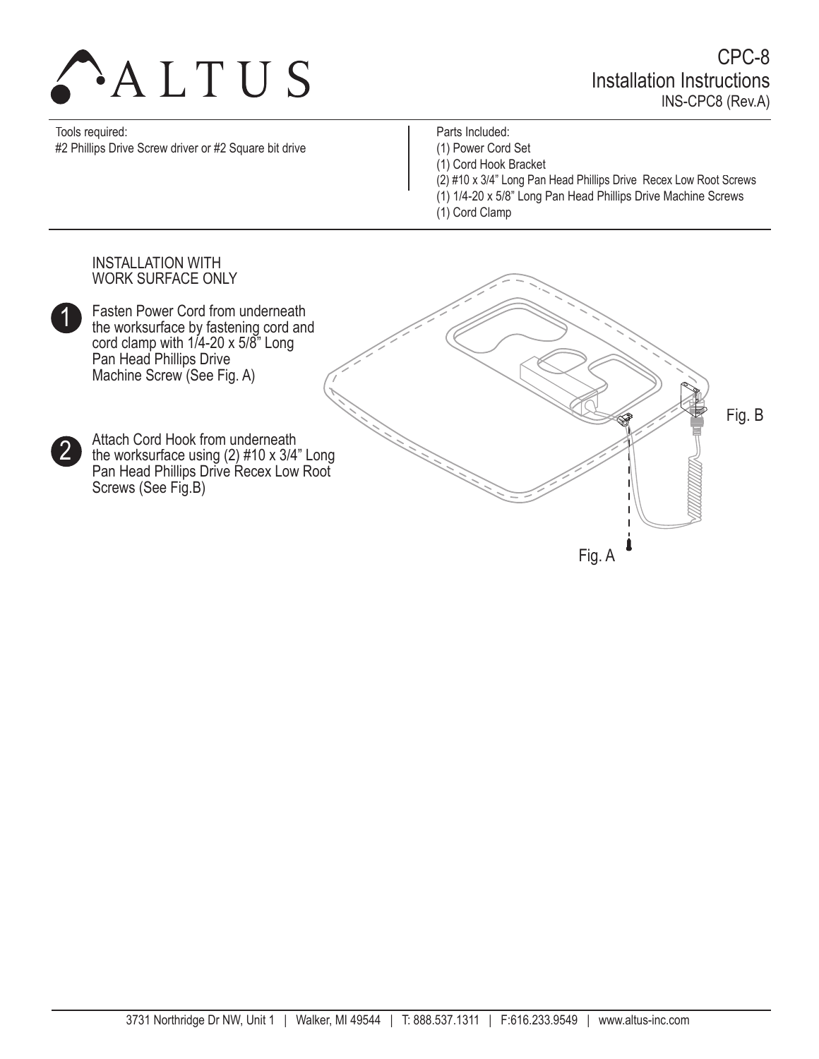# ALTUS

CPC-8
Installation Instructions
INS-CPC8 (Rev.A)

Tools required:
#2 Phillips Drive Screw driver or #2 Square bit drive

Parts Included:
(1) Power Cord Set
(1) Cord Hook Bracket
(2) #10 x 3/4" Long Pan Head Phillips Drive Recex Low Root Screws
(1) 1/4-20 x 5/8" Long Pan Head Phillips Drive Machine Screws
(1) Cord Clamp

## INSTALLATION WITH WORK SURFACE ONLY

1. Fasten Power Cord from underneath the worksurface by fastening cord and cord clamp with 1/4-20 x 5/8" Long Pan Head Phillips Drive Machine Screw (See Fig. A)

2. Attach Cord Hook from underneath the worksurface using (2) #10 x 3/4" Long Pan Head Phillips Drive Recex Low Root Screws (See Fig.B)

Fig. B

Fig. A

3731 Northridge Dr NW, Unit 1 | Walker, MI 49544 | T: 888.537.1311 | F:616.233.9549 | www.altus-inc.com